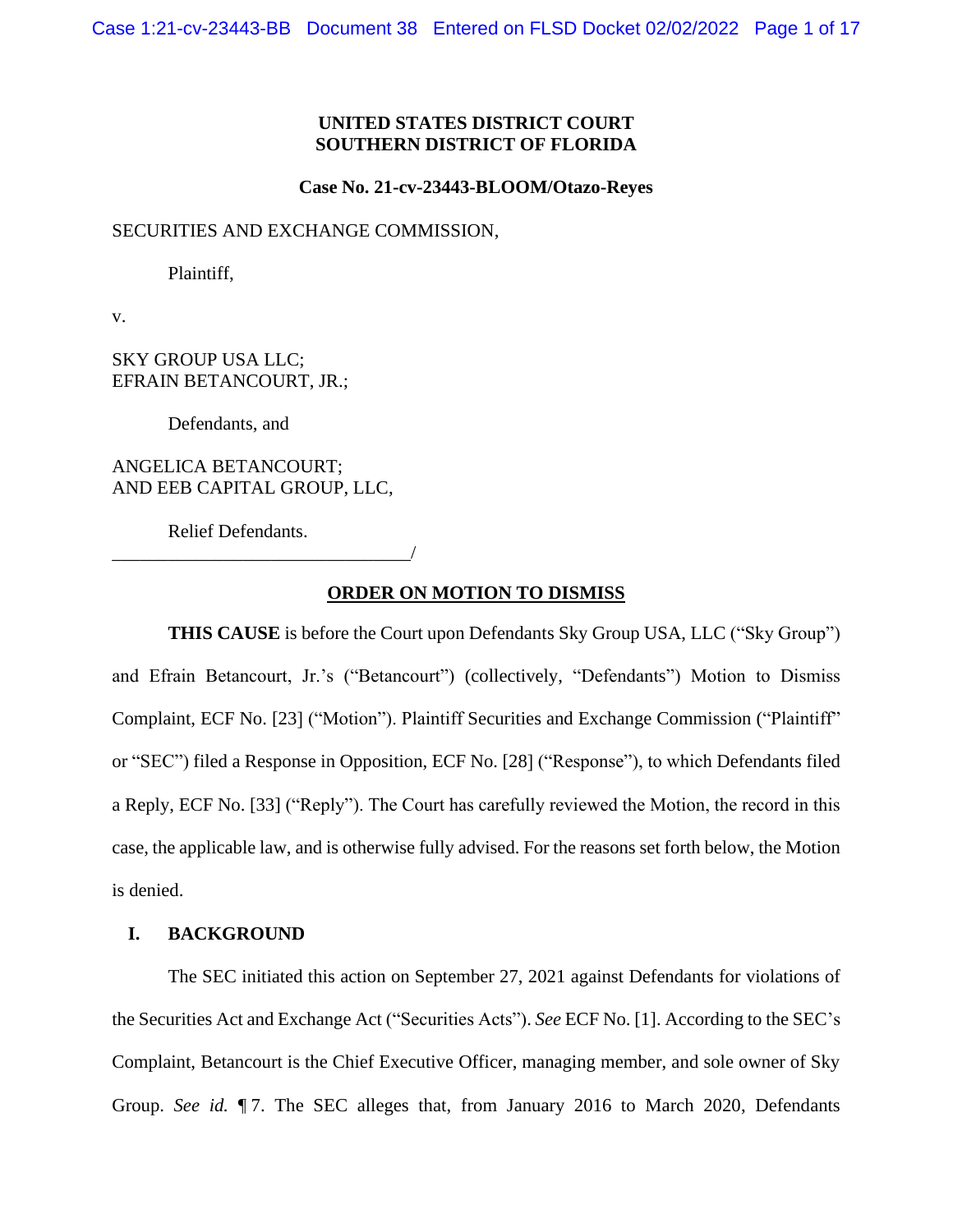**UNITED STATES DISTRICT COURT**
**SOUTHERN DISTRICT OF FLORIDA**

**Case No. 21-cv-23443-BLOOM/Otazo-Reyes**

SECURITIES AND EXCHANGE COMMISSION,

Plaintiff,

v.

SKY GROUP USA LLC;
EFRAIN BETANCOURT, JR.;

Defendants, and

ANGELICA BETANCOURT;
AND EEB CAPITAL GROUP, LLC,

Relief Defendants.
________________________________/

## ORDER ON MOTION TO DISMISS

**THIS CAUSE** is before the Court upon Defendants Sky Group USA, LLC ("Sky Group") and Efrain Betancourt, Jr.'s ("Betancourt") (collectively, "Defendants") Motion to Dismiss Complaint, ECF No. [23] ("Motion"). Plaintiff Securities and Exchange Commission ("Plaintiff" or "SEC") filed a Response in Opposition, ECF No. [28] ("Response"), to which Defendants filed a Reply, ECF No. [33] ("Reply"). The Court has carefully reviewed the Motion, the record in this case, the applicable law, and is otherwise fully advised. For the reasons set forth below, the Motion is denied.

## I. BACKGROUND

The SEC initiated this action on September 27, 2021 against Defendants for violations of the Securities Act and Exchange Act ("Securities Acts"). *See* ECF No. [1]. According to the SEC's Complaint, Betancourt is the Chief Executive Officer, managing member, and sole owner of Sky Group. *See id.* ¶ 7. The SEC alleges that, from January 2016 to March 2020, Defendants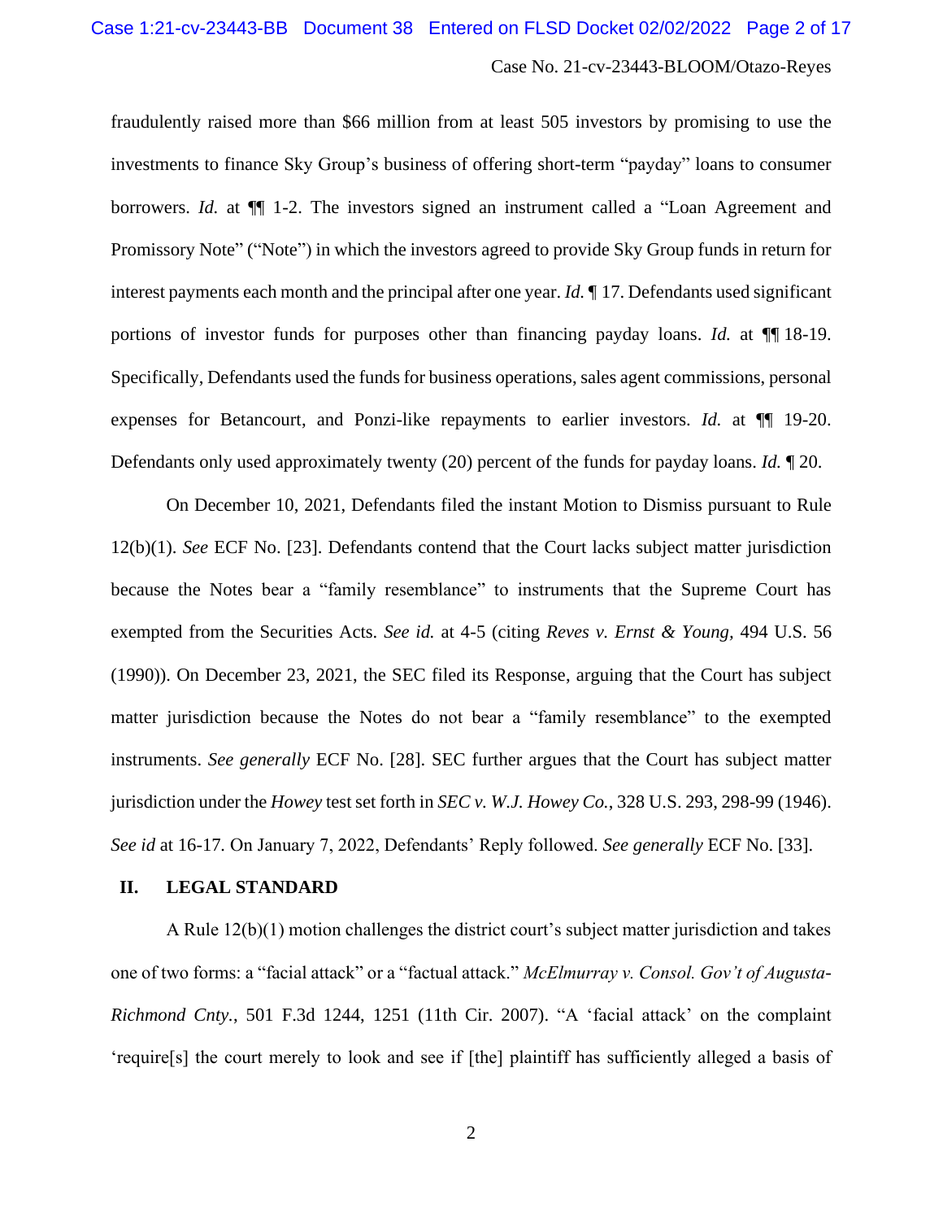fraudulently raised more than $66 million from at least 505 investors by promising to use the investments to finance Sky Group's business of offering short-term "payday" loans to consumer borrowers. *Id.* at ¶¶ 1-2. The investors signed an instrument called a "Loan Agreement and Promissory Note" ("Note") in which the investors agreed to provide Sky Group funds in return for interest payments each month and the principal after one year. *Id.* ¶ 17. Defendants used significant portions of investor funds for purposes other than financing payday loans. *Id.* at ¶¶ 18-19. Specifically, Defendants used the funds for business operations, sales agent commissions, personal expenses for Betancourt, and Ponzi-like repayments to earlier investors. *Id.* at ¶¶ 19-20. Defendants only used approximately twenty (20) percent of the funds for payday loans. *Id.* ¶ 20.

On December 10, 2021, Defendants filed the instant Motion to Dismiss pursuant to Rule 12(b)(1). *See* ECF No. [23]. Defendants contend that the Court lacks subject matter jurisdiction because the Notes bear a "family resemblance" to instruments that the Supreme Court has exempted from the Securities Acts. *See id.* at 4-5 (citing *Reves v. Ernst & Young*, 494 U.S. 56 (1990)). On December 23, 2021, the SEC filed its Response, arguing that the Court has subject matter jurisdiction because the Notes do not bear a "family resemblance" to the exempted instruments. *See generally* ECF No. [28]. SEC further argues that the Court has subject matter jurisdiction under the *Howey* test set forth in *SEC v. W.J. Howey Co.*, 328 U.S. 293, 298-99 (1946). *See id* at 16-17. On January 7, 2022, Defendants' Reply followed. *See generally* ECF No. [33].

## II. LEGAL STANDARD

A Rule 12(b)(1) motion challenges the district court's subject matter jurisdiction and takes one of two forms: a "facial attack" or a "factual attack." *McElmurray v. Consol. Gov't of Augusta-Richmond Cnty.*, 501 F.3d 1244, 1251 (11th Cir. 2007). "A 'facial attack' on the complaint 'require[s] the court merely to look and see if [the] plaintiff has sufficiently alleged a basis of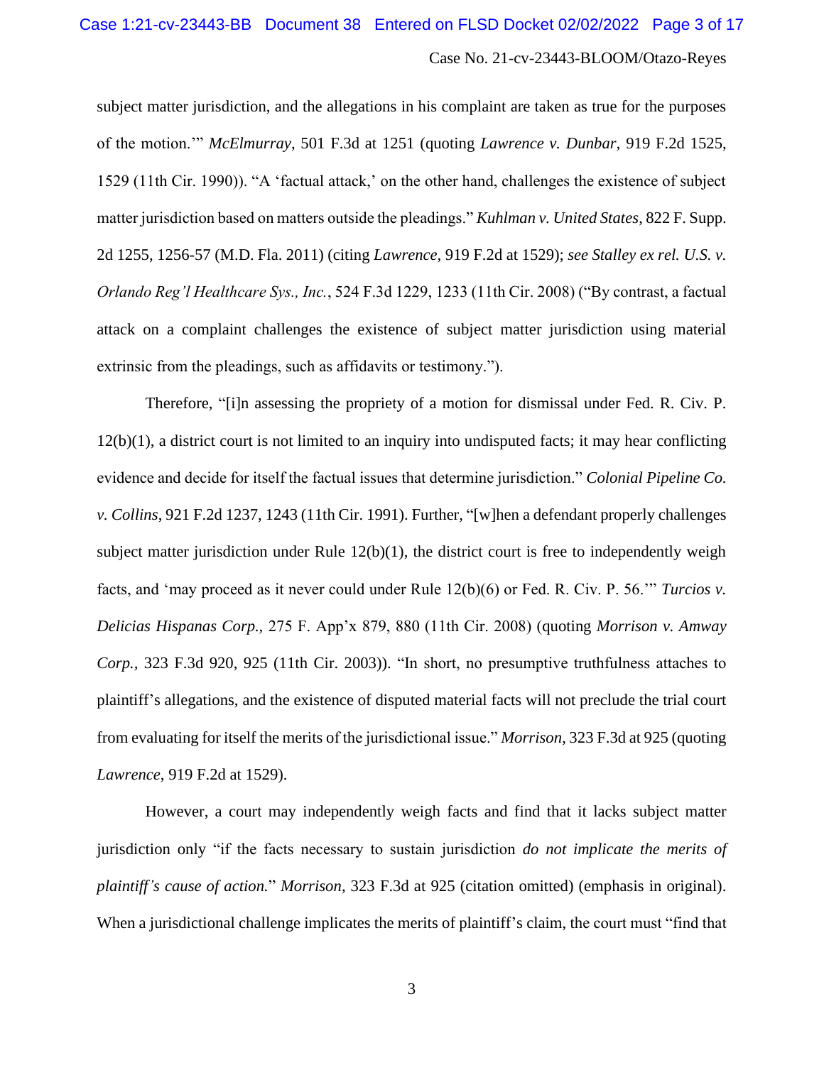subject matter jurisdiction, and the allegations in his complaint are taken as true for the purposes of the motion.'" *McElmurray*, 501 F.3d at 1251 (quoting *Lawrence v. Dunbar*, 919 F.2d 1525, 1529 (11th Cir. 1990)). "A 'factual attack,' on the other hand, challenges the existence of subject matter jurisdiction based on matters outside the pleadings." *Kuhlman v. United States*, 822 F. Supp. 2d 1255, 1256-57 (M.D. Fla. 2011) (citing *Lawrence*, 919 F.2d at 1529); *see Stalley ex rel. U.S. v. Orlando Reg'l Healthcare Sys., Inc.*, 524 F.3d 1229, 1233 (11th Cir. 2008) ("By contrast, a factual attack on a complaint challenges the existence of subject matter jurisdiction using material extrinsic from the pleadings, such as affidavits or testimony.").

Therefore, "[i]n assessing the propriety of a motion for dismissal under Fed. R. Civ. P. 12(b)(1), a district court is not limited to an inquiry into undisputed facts; it may hear conflicting evidence and decide for itself the factual issues that determine jurisdiction." *Colonial Pipeline Co. v. Collins*, 921 F.2d 1237, 1243 (11th Cir. 1991). Further, "[w]hen a defendant properly challenges subject matter jurisdiction under Rule 12(b)(1), the district court is free to independently weigh facts, and 'may proceed as it never could under Rule 12(b)(6) or Fed. R. Civ. P. 56.'" *Turcios v. Delicias Hispanas Corp.*, 275 F. App'x 879, 880 (11th Cir. 2008) (quoting *Morrison v. Amway Corp.*, 323 F.3d 920, 925 (11th Cir. 2003)). "In short, no presumptive truthfulness attaches to plaintiff's allegations, and the existence of disputed material facts will not preclude the trial court from evaluating for itself the merits of the jurisdictional issue." *Morrison*, 323 F.3d at 925 (quoting *Lawrence*, 919 F.2d at 1529).

However, a court may independently weigh facts and find that it lacks subject matter jurisdiction only "if the facts necessary to sustain jurisdiction *do not implicate the merits of plaintiff's cause of action.*" *Morrison*, 323 F.3d at 925 (citation omitted) (emphasis in original). When a jurisdictional challenge implicates the merits of plaintiff's claim, the court must "find that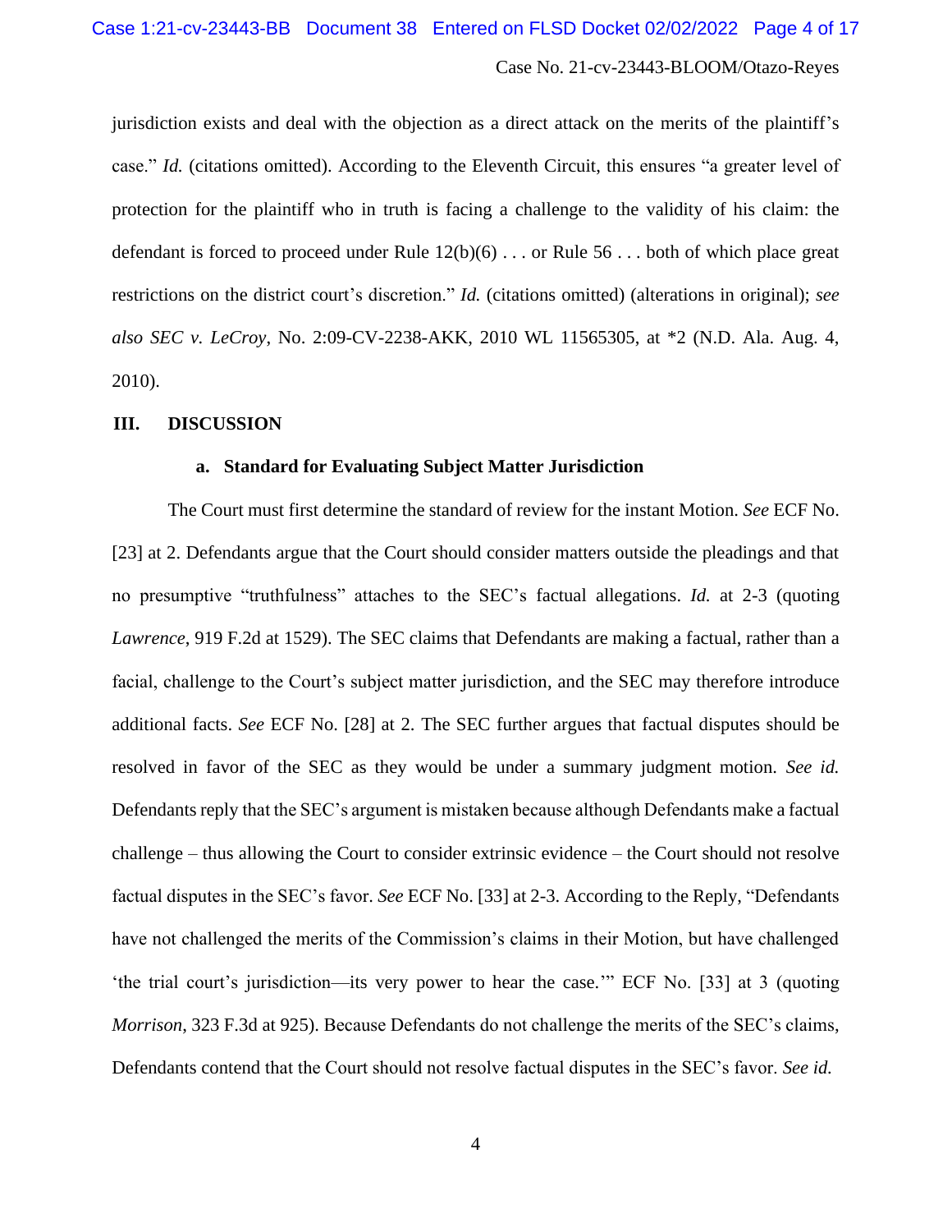jurisdiction exists and deal with the objection as a direct attack on the merits of the plaintiff's case." *Id.* (citations omitted). According to the Eleventh Circuit, this ensures "a greater level of protection for the plaintiff who in truth is facing a challenge to the validity of his claim: the defendant is forced to proceed under Rule 12(b)(6) . . . or Rule 56 . . . both of which place great restrictions on the district court's discretion." *Id.* (citations omitted) (alterations in original); *see also SEC v. LeCroy*, No. 2:09-CV-2238-AKK, 2010 WL 11565305, at *2 (N.D. Ala. Aug. 4, 2010).

## III. DISCUSSION

### a. Standard for Evaluating Subject Matter Jurisdiction

The Court must first determine the standard of review for the instant Motion. *See* ECF No. [23] at 2. Defendants argue that the Court should consider matters outside the pleadings and that no presumptive "truthfulness" attaches to the SEC's factual allegations. *Id.* at 2-3 (quoting *Lawrence*, 919 F.2d at 1529). The SEC claims that Defendants are making a factual, rather than a facial, challenge to the Court's subject matter jurisdiction, and the SEC may therefore introduce additional facts. *See* ECF No. [28] at 2. The SEC further argues that factual disputes should be resolved in favor of the SEC as they would be under a summary judgment motion. *See id.* Defendants reply that the SEC's argument is mistaken because although Defendants make a factual challenge – thus allowing the Court to consider extrinsic evidence – the Court should not resolve factual disputes in the SEC's favor. *See* ECF No. [33] at 2-3. According to the Reply, "Defendants have not challenged the merits of the Commission's claims in their Motion, but have challenged 'the trial court's jurisdiction—its very power to hear the case.'" ECF No. [33] at 3 (quoting *Morrison*, 323 F.3d at 925). Because Defendants do not challenge the merits of the SEC's claims, Defendants contend that the Court should not resolve factual disputes in the SEC's favor. *See id.*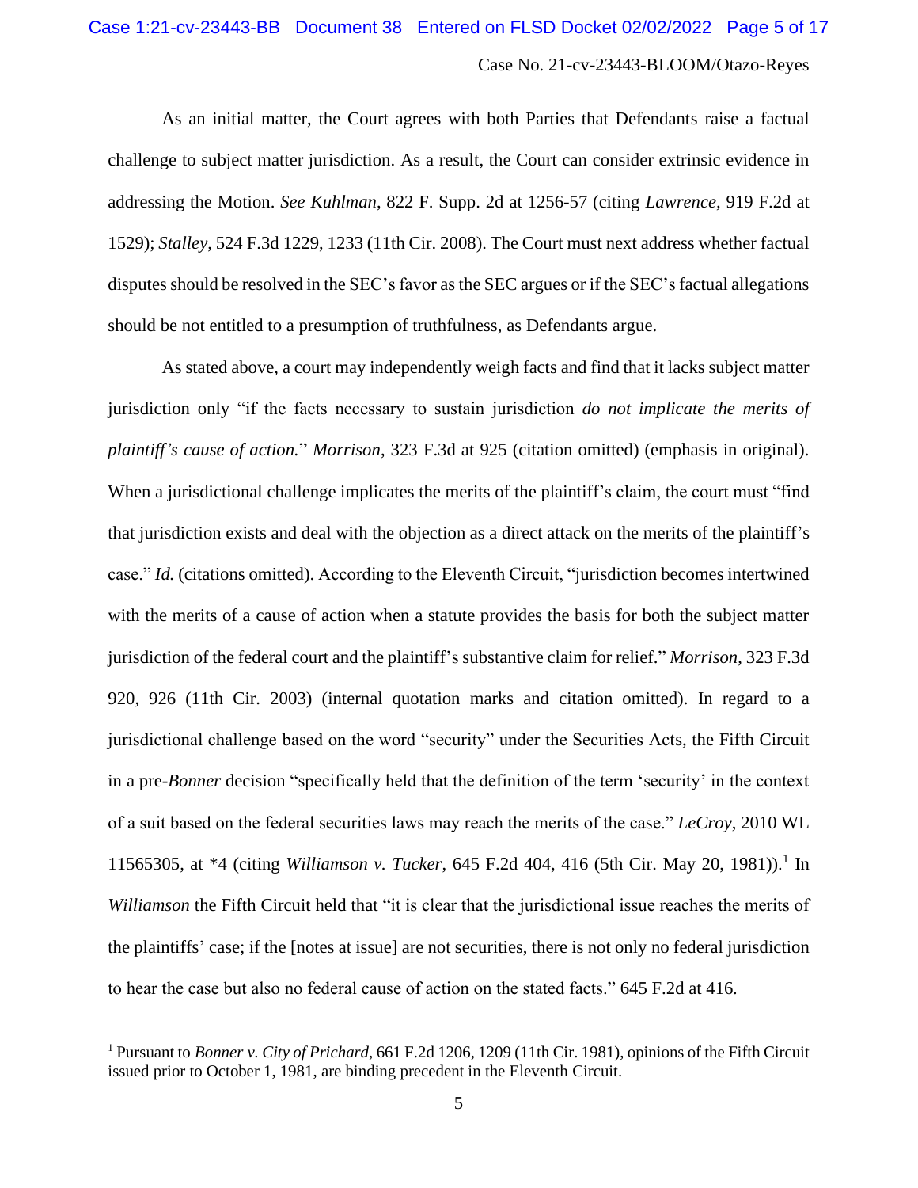As an initial matter, the Court agrees with both Parties that Defendants raise a factual challenge to subject matter jurisdiction. As a result, the Court can consider extrinsic evidence in addressing the Motion. *See Kuhlman*, 822 F. Supp. 2d at 1256-57 (citing *Lawrence*, 919 F.2d at 1529); *Stalley*, 524 F.3d 1229, 1233 (11th Cir. 2008). The Court must next address whether factual disputes should be resolved in the SEC's favor as the SEC argues or if the SEC's factual allegations should be not entitled to a presumption of truthfulness, as Defendants argue.

As stated above, a court may independently weigh facts and find that it lacks subject matter jurisdiction only "if the facts necessary to sustain jurisdiction *do not implicate the merits of plaintiff's cause of action.*" *Morrison*, 323 F.3d at 925 (citation omitted) (emphasis in original). When a jurisdictional challenge implicates the merits of the plaintiff's claim, the court must "find that jurisdiction exists and deal with the objection as a direct attack on the merits of the plaintiff's case." *Id.* (citations omitted). According to the Eleventh Circuit, "jurisdiction becomes intertwined with the merits of a cause of action when a statute provides the basis for both the subject matter jurisdiction of the federal court and the plaintiff's substantive claim for relief." *Morrison*, 323 F.3d 920, 926 (11th Cir. 2003) (internal quotation marks and citation omitted). In regard to a jurisdictional challenge based on the word "security" under the Securities Acts, the Fifth Circuit in a pre-*Bonner* decision "specifically held that the definition of the term 'security' in the context of a suit based on the federal securities laws may reach the merits of the case." *LeCroy*, 2010 WL 11565305, at *4 (citing *Williamson v. Tucker*, 645 F.2d 404, 416 (5th Cir. May 20, 1981)).[1] In *Williamson* the Fifth Circuit held that "it is clear that the jurisdictional issue reaches the merits of the plaintiffs' case; if the [notes at issue] are not securities, there is not only no federal jurisdiction to hear the case but also no federal cause of action on the stated facts." 645 F.2d at 416.

[1] Pursuant to *Bonner v. City of Prichard*, 661 F.2d 1206, 1209 (11th Cir. 1981), opinions of the Fifth Circuit issued prior to October 1, 1981, are binding precedent in the Eleventh Circuit.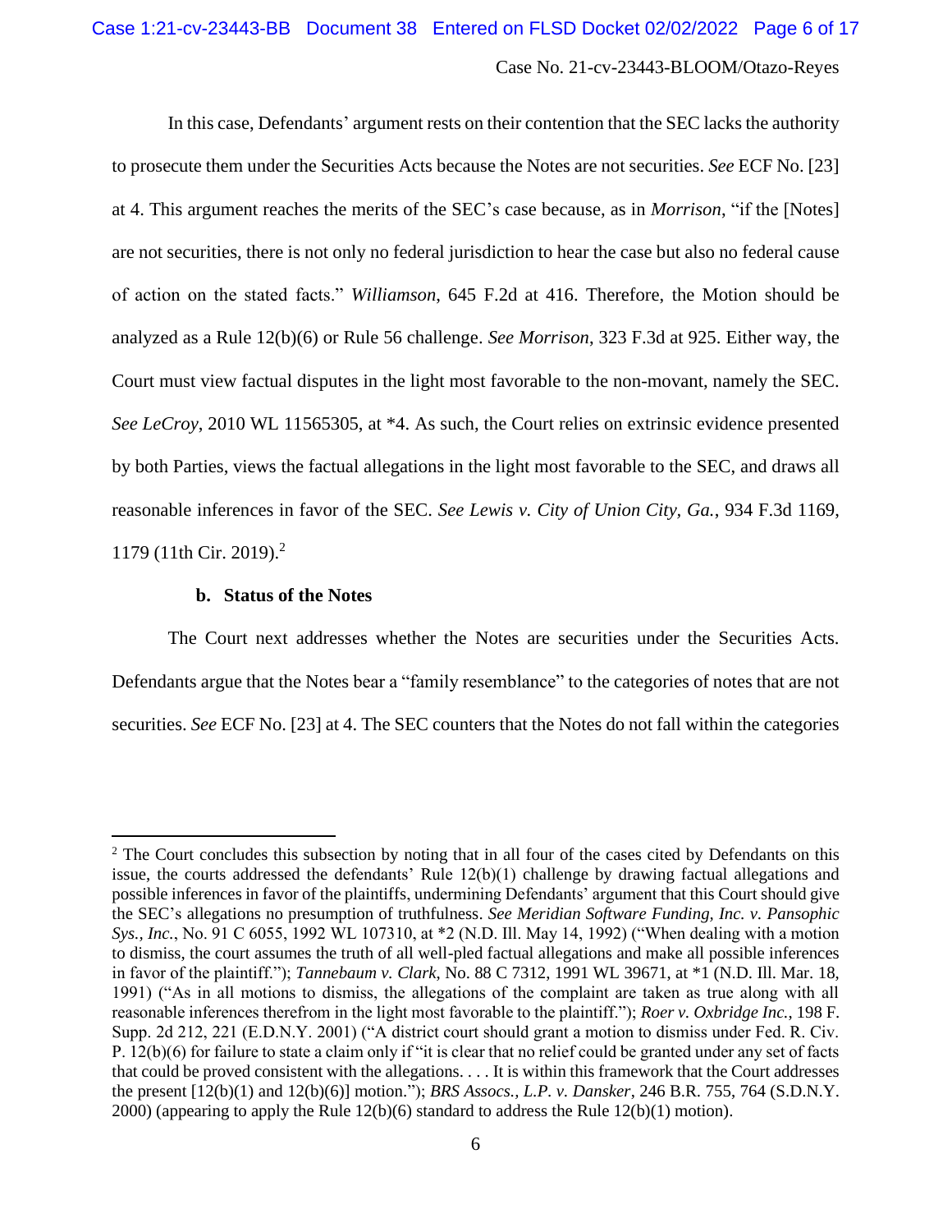In this case, Defendants' argument rests on their contention that the SEC lacks the authority to prosecute them under the Securities Acts because the Notes are not securities. *See* ECF No. [23] at 4. This argument reaches the merits of the SEC's case because, as in *Morrison*, "if the [Notes] are not securities, there is not only no federal jurisdiction to hear the case but also no federal cause of action on the stated facts." *Williamson*, 645 F.2d at 416. Therefore, the Motion should be analyzed as a Rule 12(b)(6) or Rule 56 challenge. *See Morrison*, 323 F.3d at 925. Either way, the Court must view factual disputes in the light most favorable to the non-movant, namely the SEC. *See LeCroy*, 2010 WL 11565305, at *4. As such, the Court relies on extrinsic evidence presented by both Parties, views the factual allegations in the light most favorable to the SEC, and draws all reasonable inferences in favor of the SEC. *See Lewis v. City of Union City, Ga.*, 934 F.3d 1169, 1179 (11th Cir. 2019).[2]

### b. Status of the Notes

The Court next addresses whether the Notes are securities under the Securities Acts. Defendants argue that the Notes bear a "family resemblance" to the categories of notes that are not securities. *See* ECF No. [23] at 4. The SEC counters that the Notes do not fall within the categories

---

[2] The Court concludes this subsection by noting that in all four of the cases cited by Defendants on this issue, the courts addressed the defendants' Rule 12(b)(1) challenge by drawing factual allegations and possible inferences in favor of the plaintiffs, undermining Defendants' argument that this Court should give the SEC's allegations no presumption of truthfulness. *See Meridian Software Funding, Inc. v. Pansophic Sys., Inc.*, No. 91 C 6055, 1992 WL 107310, at *2 (N.D. Ill. May 14, 1992) ("When dealing with a motion to dismiss, the court assumes the truth of all well-pled factual allegations and make all possible inferences in favor of the plaintiff."); *Tannebaum v. Clark*, No. 88 C 7312, 1991 WL 39671, at *1 (N.D. Ill. Mar. 18, 1991) ("As in all motions to dismiss, the allegations of the complaint are taken as true along with all reasonable inferences therefrom in the light most favorable to the plaintiff."); *Roer v. Oxbridge Inc.*, 198 F. Supp. 2d 212, 221 (E.D.N.Y. 2001) ("A district court should grant a motion to dismiss under Fed. R. Civ. P. 12(b)(6) for failure to state a claim only if "it is clear that no relief could be granted under any set of facts that could be proved consistent with the allegations. . . . It is within this framework that the Court addresses the present [12(b)(1) and 12(b)(6)] motion."); *BRS Assocs., L.P. v. Dansker*, 246 B.R. 755, 764 (S.D.N.Y. 2000) (appearing to apply the Rule 12(b)(6) standard to address the Rule 12(b)(1) motion).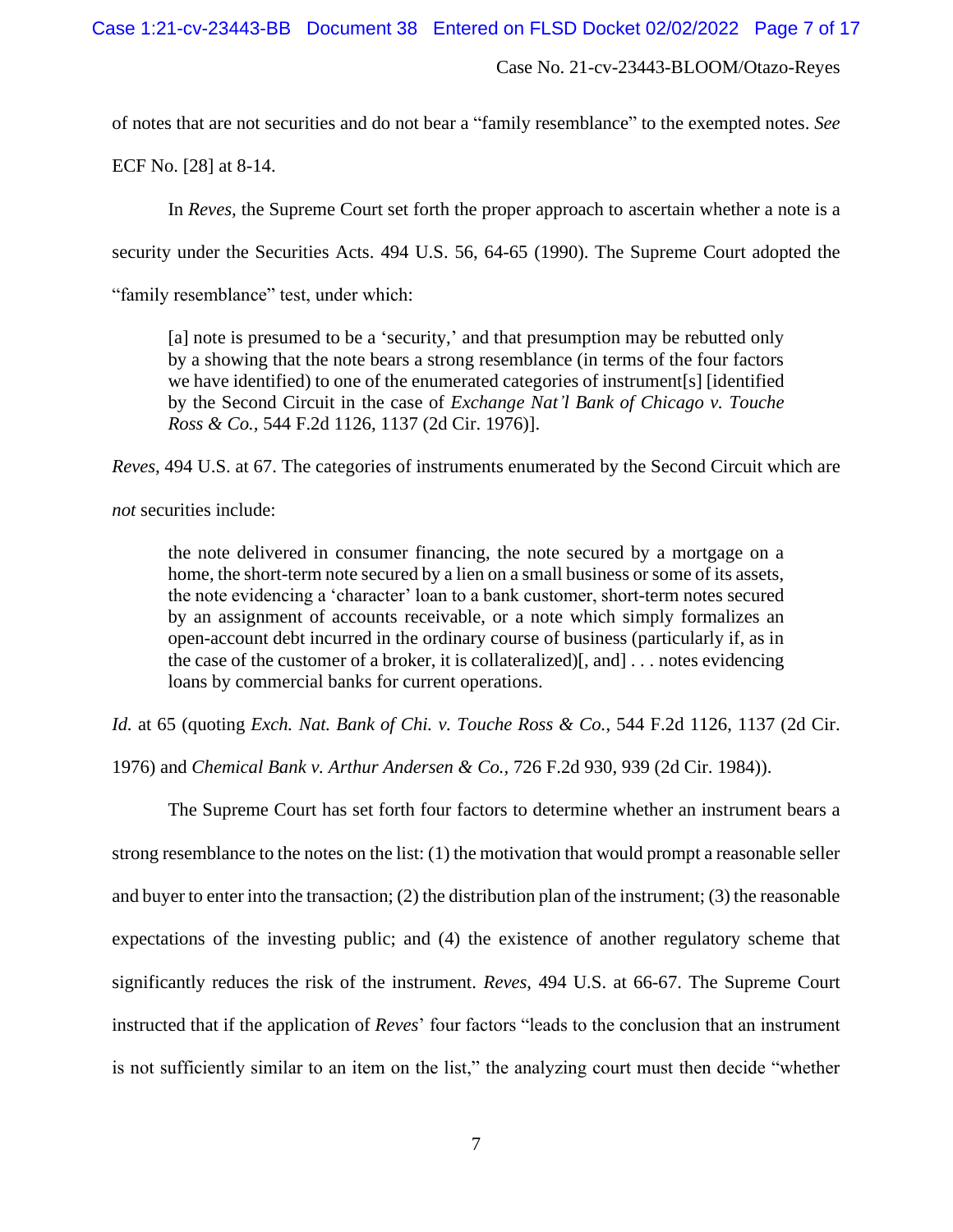of notes that are not securities and do not bear a "family resemblance" to the exempted notes. *See* ECF No. [28] at 8-14.

In *Reves*, the Supreme Court set forth the proper approach to ascertain whether a note is a security under the Securities Acts. 494 U.S. 56, 64-65 (1990). The Supreme Court adopted the "family resemblance" test, under which:

> [a] note is presumed to be a 'security,' and that presumption may be rebutted only by a showing that the note bears a strong resemblance (in terms of the four factors we have identified) to one of the enumerated categories of instrument[s] [identified by the Second Circuit in the case of *Exchange Nat'l Bank of Chicago v. Touche Ross & Co.*, 544 F.2d 1126, 1137 (2d Cir. 1976)].

*Reves*, 494 U.S. at 67. The categories of instruments enumerated by the Second Circuit which are *not* securities include:

> the note delivered in consumer financing, the note secured by a mortgage on a home, the short-term note secured by a lien on a small business or some of its assets, the note evidencing a 'character' loan to a bank customer, short-term notes secured by an assignment of accounts receivable, or a note which simply formalizes an open-account debt incurred in the ordinary course of business (particularly if, as in the case of the customer of a broker, it is collateralized)[, and] . . . notes evidencing loans by commercial banks for current operations.

*Id.* at 65 (quoting *Exch. Nat. Bank of Chi. v. Touche Ross & Co.*, 544 F.2d 1126, 1137 (2d Cir. 1976) and *Chemical Bank v. Arthur Andersen & Co.*, 726 F.2d 930, 939 (2d Cir. 1984)).

The Supreme Court has set forth four factors to determine whether an instrument bears a strong resemblance to the notes on the list: (1) the motivation that would prompt a reasonable seller and buyer to enter into the transaction; (2) the distribution plan of the instrument; (3) the reasonable expectations of the investing public; and (4) the existence of another regulatory scheme that significantly reduces the risk of the instrument. *Reves*, 494 U.S. at 66-67. The Supreme Court instructed that if the application of *Reves*' four factors "leads to the conclusion that an instrument is not sufficiently similar to an item on the list," the analyzing court must then decide "whether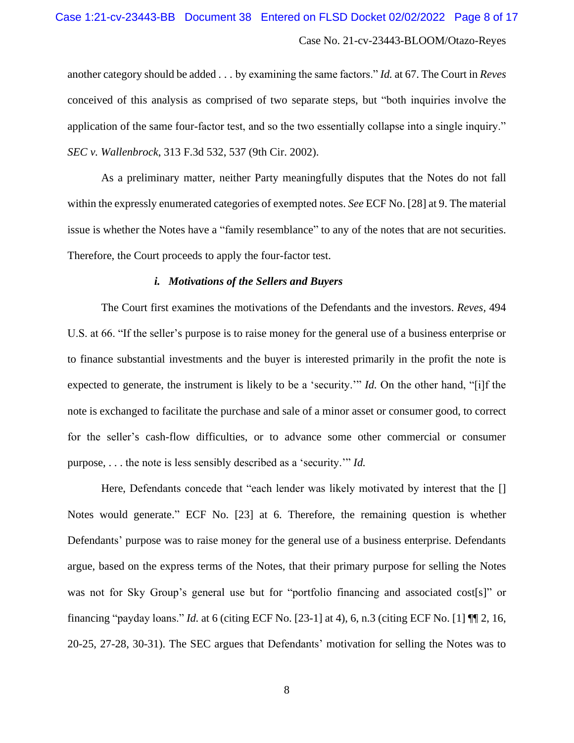another category should be added . . . by examining the same factors." *Id.* at 67. The Court in *Reves* conceived of this analysis as comprised of two separate steps, but "both inquiries involve the application of the same four-factor test, and so the two essentially collapse into a single inquiry." *SEC v. Wallenbrock*, 313 F.3d 532, 537 (9th Cir. 2002).

As a preliminary matter, neither Party meaningfully disputes that the Notes do not fall within the expressly enumerated categories of exempted notes. *See* ECF No. [28] at 9. The material issue is whether the Notes have a "family resemblance" to any of the notes that are not securities. Therefore, the Court proceeds to apply the four-factor test.

### *i. Motivations of the Sellers and Buyers*

The Court first examines the motivations of the Defendants and the investors. *Reves*, 494 U.S. at 66. "If the seller's purpose is to raise money for the general use of a business enterprise or to finance substantial investments and the buyer is interested primarily in the profit the note is expected to generate, the instrument is likely to be a 'security.'" *Id.* On the other hand, "[i]f the note is exchanged to facilitate the purchase and sale of a minor asset or consumer good, to correct for the seller's cash-flow difficulties, or to advance some other commercial or consumer purpose, . . . the note is less sensibly described as a 'security.'" *Id.*

Here, Defendants concede that "each lender was likely motivated by interest that the [] Notes would generate." ECF No. [23] at 6. Therefore, the remaining question is whether Defendants' purpose was to raise money for the general use of a business enterprise. Defendants argue, based on the express terms of the Notes, that their primary purpose for selling the Notes was not for Sky Group's general use but for "portfolio financing and associated cost[s]" or financing "payday loans." *Id.* at 6 (citing ECF No. [23-1] at 4), 6, n.3 (citing ECF No. [1] ¶¶ 2, 16, 20-25, 27-28, 30-31). The SEC argues that Defendants' motivation for selling the Notes was to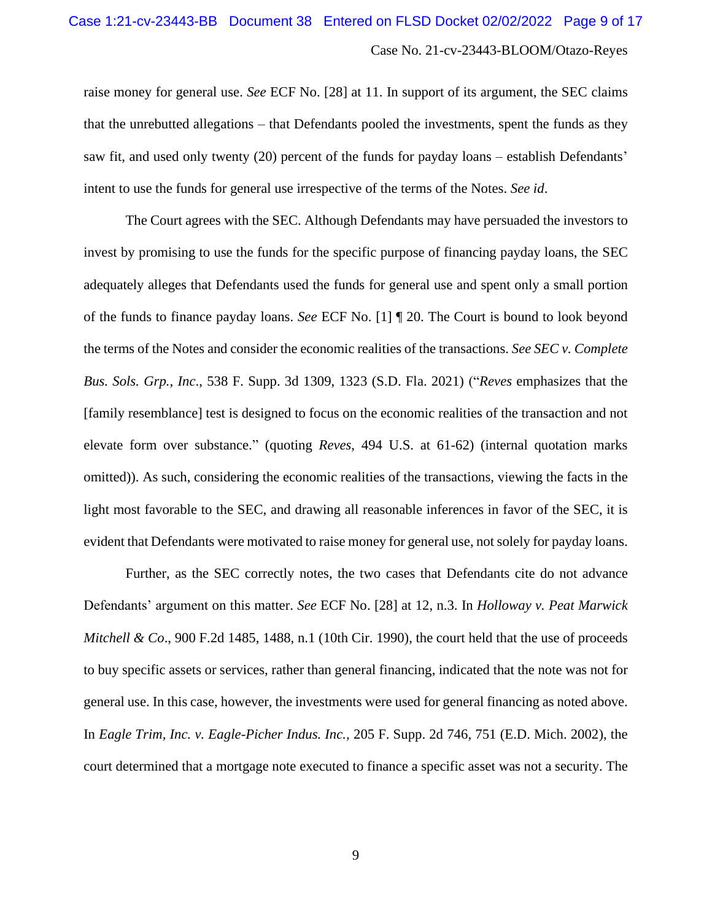raise money for general use. *See* ECF No. [28] at 11. In support of its argument, the SEC claims that the unrebutted allegations – that Defendants pooled the investments, spent the funds as they saw fit, and used only twenty (20) percent of the funds for payday loans – establish Defendants' intent to use the funds for general use irrespective of the terms of the Notes. *See id*.

The Court agrees with the SEC. Although Defendants may have persuaded the investors to invest by promising to use the funds for the specific purpose of financing payday loans, the SEC adequately alleges that Defendants used the funds for general use and spent only a small portion of the funds to finance payday loans. *See* ECF No. [1] ¶ 20. The Court is bound to look beyond the terms of the Notes and consider the economic realities of the transactions. *See SEC v. Complete Bus. Sols. Grp., Inc*., 538 F. Supp. 3d 1309, 1323 (S.D. Fla. 2021) ("*Reves* emphasizes that the [family resemblance] test is designed to focus on the economic realities of the transaction and not elevate form over substance." (quoting *Reves*, 494 U.S. at 61-62) (internal quotation marks omitted)). As such, considering the economic realities of the transactions, viewing the facts in the light most favorable to the SEC, and drawing all reasonable inferences in favor of the SEC, it is evident that Defendants were motivated to raise money for general use, not solely for payday loans.

Further, as the SEC correctly notes, the two cases that Defendants cite do not advance Defendants' argument on this matter. *See* ECF No. [28] at 12, n.3. In *Holloway v. Peat Marwick Mitchell & Co*., 900 F.2d 1485, 1488, n.1 (10th Cir. 1990), the court held that the use of proceeds to buy specific assets or services, rather than general financing, indicated that the note was not for general use. In this case, however, the investments were used for general financing as noted above. In *Eagle Trim, Inc. v. Eagle-Picher Indus. Inc.,* 205 F. Supp. 2d 746, 751 (E.D. Mich. 2002), the court determined that a mortgage note executed to finance a specific asset was not a security. The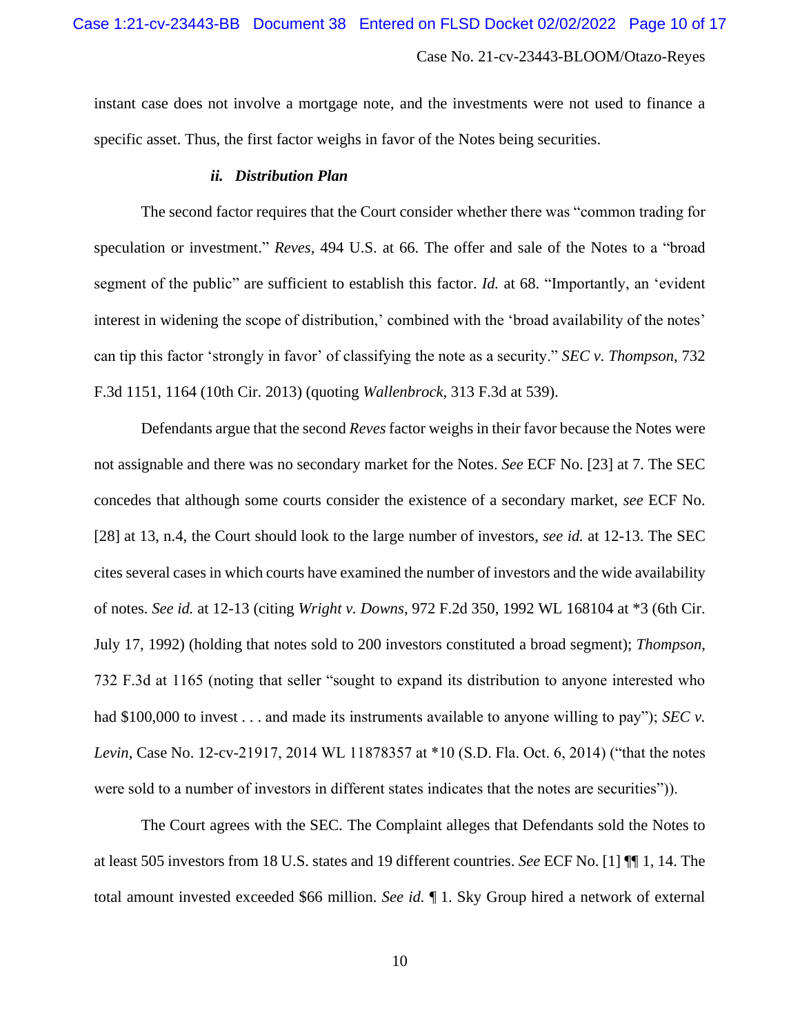instant case does not involve a mortgage note, and the investments were not used to finance a specific asset. Thus, the first factor weighs in favor of the Notes being securities.

### *ii. Distribution Plan*

The second factor requires that the Court consider whether there was "common trading for speculation or investment." *Reves*, 494 U.S. at 66. The offer and sale of the Notes to a "broad segment of the public" are sufficient to establish this factor. *Id.* at 68. "Importantly, an 'evident interest in widening the scope of distribution,' combined with the 'broad availability of the notes' can tip this factor 'strongly in favor' of classifying the note as a security." *SEC v. Thompson*, 732 F.3d 1151, 1164 (10th Cir. 2013) (quoting *Wallenbrock*, 313 F.3d at 539).

Defendants argue that the second *Reves* factor weighs in their favor because the Notes were not assignable and there was no secondary market for the Notes. *See* ECF No. [23] at 7. The SEC concedes that although some courts consider the existence of a secondary market, *see* ECF No. [28] at 13, n.4, the Court should look to the large number of investors, *see id.* at 12-13. The SEC cites several cases in which courts have examined the number of investors and the wide availability of notes. *See id.* at 12-13 (citing *Wright v. Downs*, 972 F.2d 350, 1992 WL 168104 at \*3 (6th Cir. July 17, 1992) (holding that notes sold to 200 investors constituted a broad segment); *Thompson*, 732 F.3d at 1165 (noting that seller "sought to expand its distribution to anyone interested who had $100,000 to invest . . . and made its instruments available to anyone willing to pay"); *SEC v. Levin*, Case No. 12-cv-21917, 2014 WL 11878357 at \*10 (S.D. Fla. Oct. 6, 2014) ("that the notes were sold to a number of investors in different states indicates that the notes are securities")).

The Court agrees with the SEC. The Complaint alleges that Defendants sold the Notes to at least 505 investors from 18 U.S. states and 19 different countries. *See* ECF No. [1] ¶¶ 1, 14. The total amount invested exceeded $66 million. *See id.* ¶ 1. Sky Group hired a network of external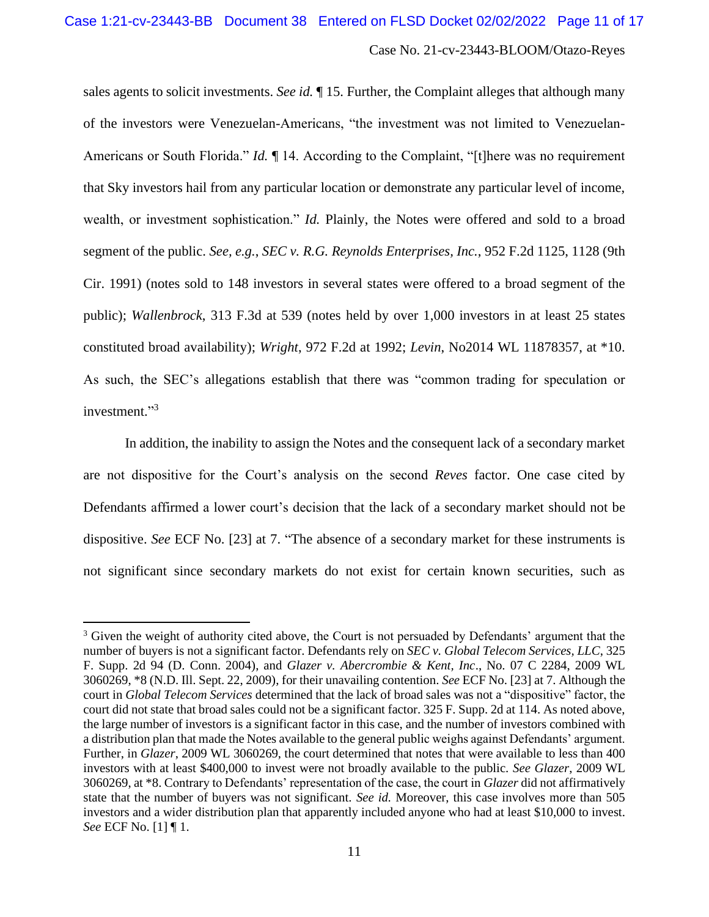sales agents to solicit investments. *See id.* ¶ 15. Further, the Complaint alleges that although many of the investors were Venezuelan-Americans, "the investment was not limited to Venezuelan-Americans or South Florida." *Id.* ¶ 14. According to the Complaint, "[t]here was no requirement that Sky investors hail from any particular location or demonstrate any particular level of income, wealth, or investment sophistication." *Id.* Plainly, the Notes were offered and sold to a broad segment of the public. *See, e.g., SEC v. R.G. Reynolds Enterprises, Inc.*, 952 F.2d 1125, 1128 (9th Cir. 1991) (notes sold to 148 investors in several states were offered to a broad segment of the public); *Wallenbrock*, 313 F.3d at 539 (notes held by over 1,000 investors in at least 25 states constituted broad availability); *Wright*, 972 F.2d at 1992; *Levin*, No2014 WL 11878357, at *10. As such, the SEC's allegations establish that there was "common trading for speculation or investment."[3]

In addition, the inability to assign the Notes and the consequent lack of a secondary market are not dispositive for the Court's analysis on the second *Reves* factor. One case cited by Defendants affirmed a lower court's decision that the lack of a secondary market should not be dispositive. *See* ECF No. [23] at 7. "The absence of a secondary market for these instruments is not significant since secondary markets do not exist for certain known securities, such as

---

[3] Given the weight of authority cited above, the Court is not persuaded by Defendants' argument that the number of buyers is not a significant factor. Defendants rely on *SEC v. Global Telecom Services, LLC*, 325 F. Supp. 2d 94 (D. Conn. 2004), and *Glazer v. Abercrombie & Kent, Inc*., No. 07 C 2284, 2009 WL 3060269, *8 (N.D. Ill. Sept. 22, 2009), for their unavailing contention. *See* ECF No. [23] at 7. Although the court in *Global Telecom Services* determined that the lack of broad sales was not a "dispositive" factor, the court did not state that broad sales could not be a significant factor. 325 F. Supp. 2d at 114. As noted above, the large number of investors is a significant factor in this case, and the number of investors combined with a distribution plan that made the Notes available to the general public weighs against Defendants' argument. Further, in *Glazer*, 2009 WL 3060269, the court determined that notes that were available to less than 400 investors with at least $400,000 to invest were not broadly available to the public. *See Glazer*, 2009 WL 3060269, at *8. Contrary to Defendants' representation of the case, the court in *Glazer* did not affirmatively state that the number of buyers was not significant. *See id.* Moreover, this case involves more than 505 investors and a wider distribution plan that apparently included anyone who had at least $10,000 to invest. *See* ECF No. [1] ¶ 1.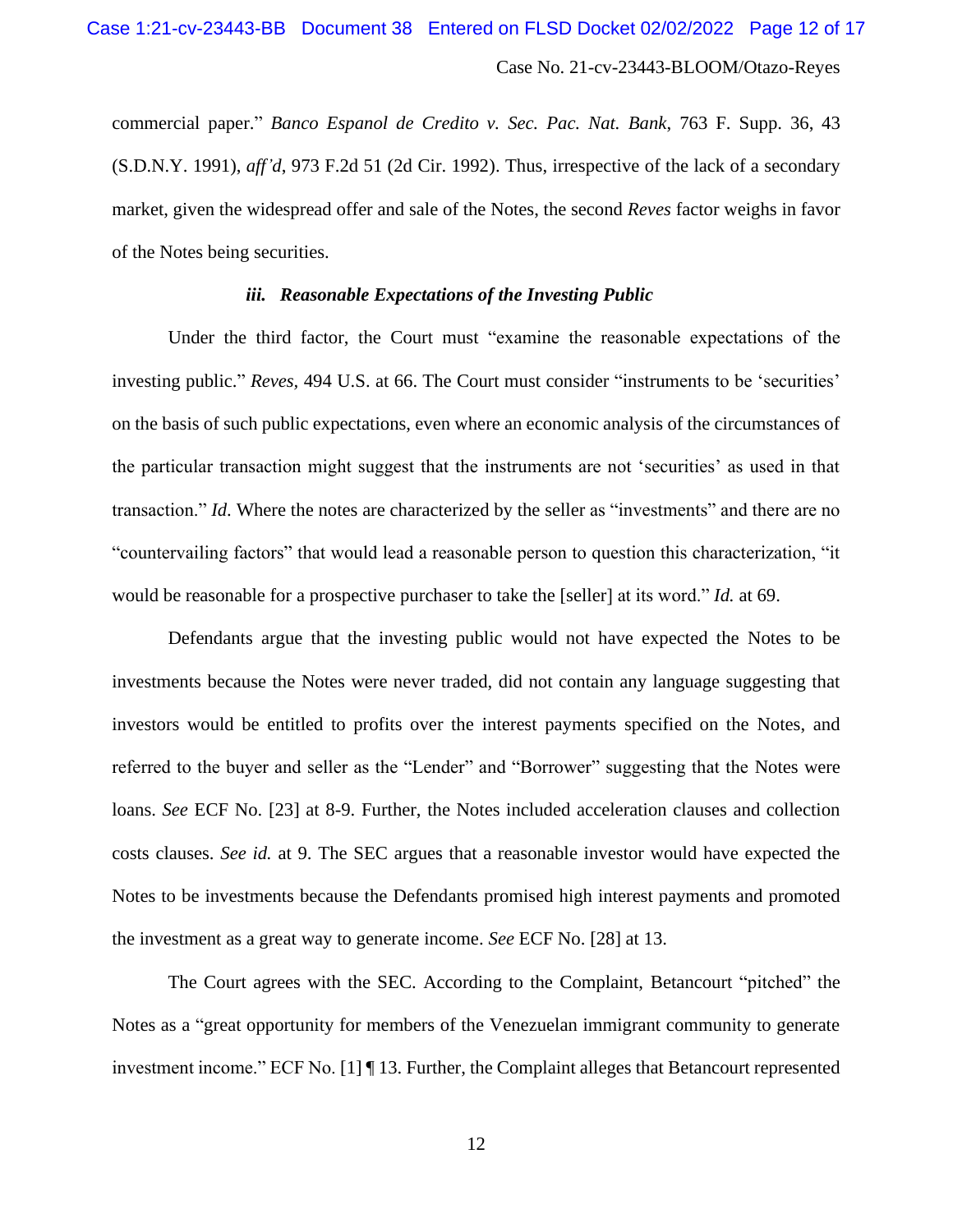commercial paper." *Banco Espanol de Credito v. Sec. Pac. Nat. Bank*, 763 F. Supp. 36, 43 (S.D.N.Y. 1991), *aff'd*, 973 F.2d 51 (2d Cir. 1992). Thus, irrespective of the lack of a secondary market, given the widespread offer and sale of the Notes, the second *Reves* factor weighs in favor of the Notes being securities.

### *iii. Reasonable Expectations of the Investing Public*

Under the third factor, the Court must "examine the reasonable expectations of the investing public." *Reves*, 494 U.S. at 66. The Court must consider "instruments to be 'securities' on the basis of such public expectations, even where an economic analysis of the circumstances of the particular transaction might suggest that the instruments are not 'securities' as used in that transaction." *Id*. Where the notes are characterized by the seller as "investments" and there are no "countervailing factors" that would lead a reasonable person to question this characterization, "it would be reasonable for a prospective purchaser to take the [seller] at its word." *Id.* at 69.

Defendants argue that the investing public would not have expected the Notes to be investments because the Notes were never traded, did not contain any language suggesting that investors would be entitled to profits over the interest payments specified on the Notes, and referred to the buyer and seller as the "Lender" and "Borrower" suggesting that the Notes were loans. *See* ECF No. [23] at 8-9. Further, the Notes included acceleration clauses and collection costs clauses. *See id.* at 9. The SEC argues that a reasonable investor would have expected the Notes to be investments because the Defendants promised high interest payments and promoted the investment as a great way to generate income. *See* ECF No. [28] at 13.

The Court agrees with the SEC. According to the Complaint, Betancourt "pitched" the Notes as a "great opportunity for members of the Venezuelan immigrant community to generate investment income." ECF No. [1] ¶ 13. Further, the Complaint alleges that Betancourt represented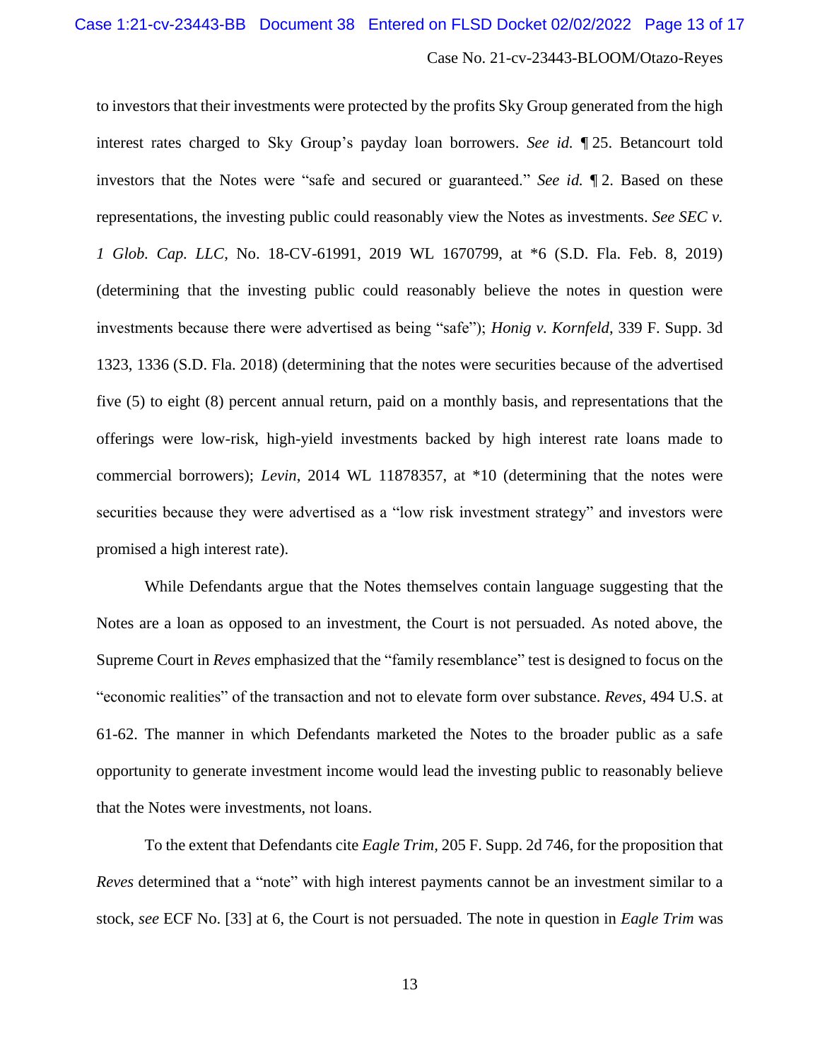to investors that their investments were protected by the profits Sky Group generated from the high interest rates charged to Sky Group's payday loan borrowers. *See id.* ¶ 25. Betancourt told investors that the Notes were "safe and secured or guaranteed." *See id.* ¶ 2. Based on these representations, the investing public could reasonably view the Notes as investments. *See SEC v. 1 Glob. Cap. LLC*, No. 18-CV-61991, 2019 WL 1670799, at *6 (S.D. Fla. Feb. 8, 2019) (determining that the investing public could reasonably believe the notes in question were investments because there were advertised as being "safe"); *Honig v. Kornfeld*, 339 F. Supp. 3d 1323, 1336 (S.D. Fla. 2018) (determining that the notes were securities because of the advertised five (5) to eight (8) percent annual return, paid on a monthly basis, and representations that the offerings were low-risk, high-yield investments backed by high interest rate loans made to commercial borrowers); *Levin*, 2014 WL 11878357, at *10 (determining that the notes were securities because they were advertised as a "low risk investment strategy" and investors were promised a high interest rate).

While Defendants argue that the Notes themselves contain language suggesting that the Notes are a loan as opposed to an investment, the Court is not persuaded. As noted above, the Supreme Court in *Reves* emphasized that the "family resemblance" test is designed to focus on the "economic realities" of the transaction and not to elevate form over substance. *Reves*, 494 U.S. at 61-62. The manner in which Defendants marketed the Notes to the broader public as a safe opportunity to generate investment income would lead the investing public to reasonably believe that the Notes were investments, not loans.

To the extent that Defendants cite *Eagle Trim*, 205 F. Supp. 2d 746, for the proposition that *Reves* determined that a "note" with high interest payments cannot be an investment similar to a stock, *see* ECF No. [33] at 6, the Court is not persuaded. The note in question in *Eagle Trim* was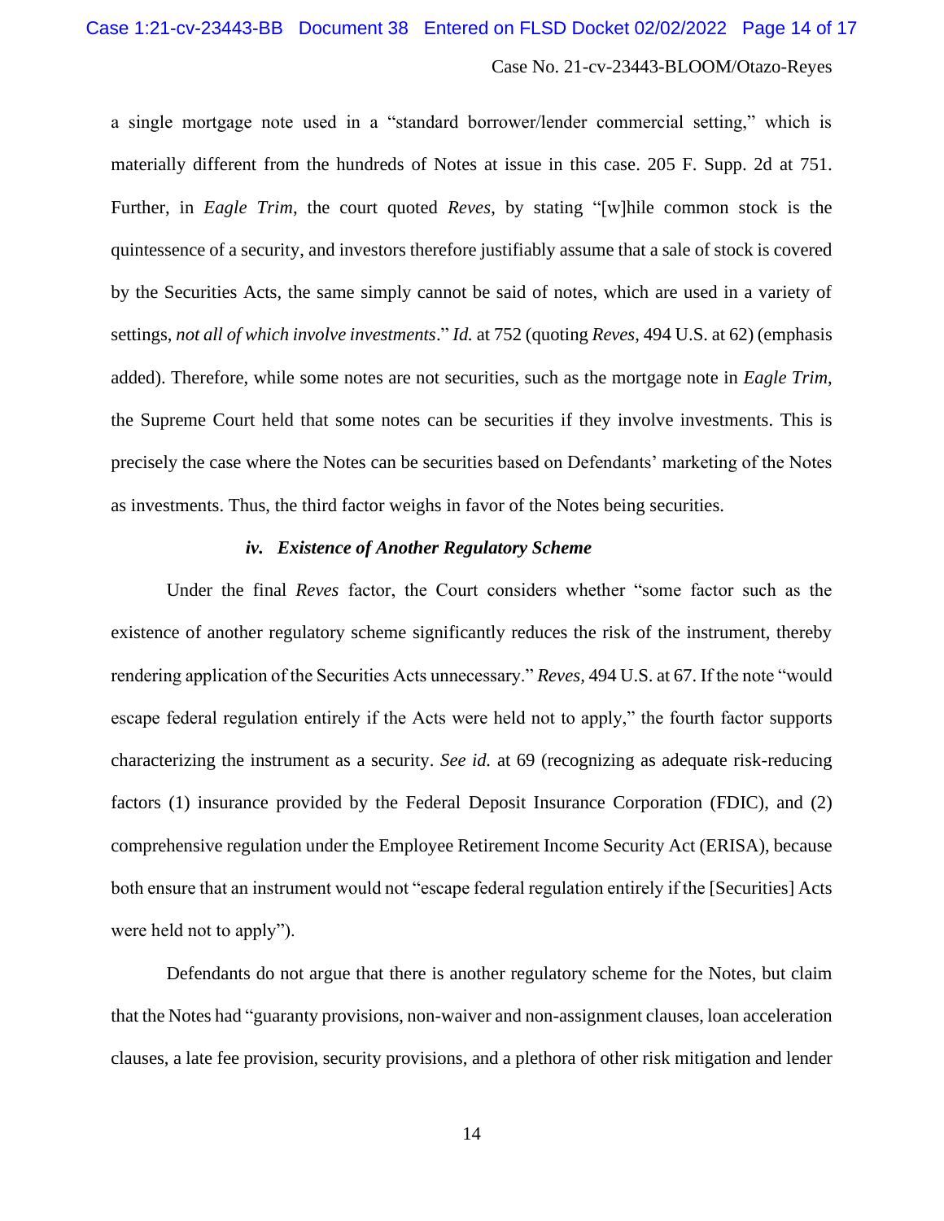a single mortgage note used in a "standard borrower/lender commercial setting," which is materially different from the hundreds of Notes at issue in this case. 205 F. Supp. 2d at 751. Further, in *Eagle Trim*, the court quoted *Reves*, by stating "[w]hile common stock is the quintessence of a security, and investors therefore justifiably assume that a sale of stock is covered by the Securities Acts, the same simply cannot be said of notes, which are used in a variety of settings, *not all of which involve investments*." *Id.* at 752 (quoting *Reves*, 494 U.S. at 62) (emphasis added). Therefore, while some notes are not securities, such as the mortgage note in *Eagle Trim,* the Supreme Court held that some notes can be securities if they involve investments. This is precisely the case where the Notes can be securities based on Defendants' marketing of the Notes as investments. Thus, the third factor weighs in favor of the Notes being securities.

#### *iv. Existence of Another Regulatory Scheme*

Under the final *Reves* factor, the Court considers whether "some factor such as the existence of another regulatory scheme significantly reduces the risk of the instrument, thereby rendering application of the Securities Acts unnecessary." *Reves*, 494 U.S. at 67. If the note "would escape federal regulation entirely if the Acts were held not to apply," the fourth factor supports characterizing the instrument as a security. *See id.* at 69 (recognizing as adequate risk-reducing factors (1) insurance provided by the Federal Deposit Insurance Corporation (FDIC), and (2) comprehensive regulation under the Employee Retirement Income Security Act (ERISA), because both ensure that an instrument would not "escape federal regulation entirely if the [Securities] Acts were held not to apply").

Defendants do not argue that there is another regulatory scheme for the Notes, but claim that the Notes had "guaranty provisions, non-waiver and non-assignment clauses, loan acceleration clauses, a late fee provision, security provisions, and a plethora of other risk mitigation and lender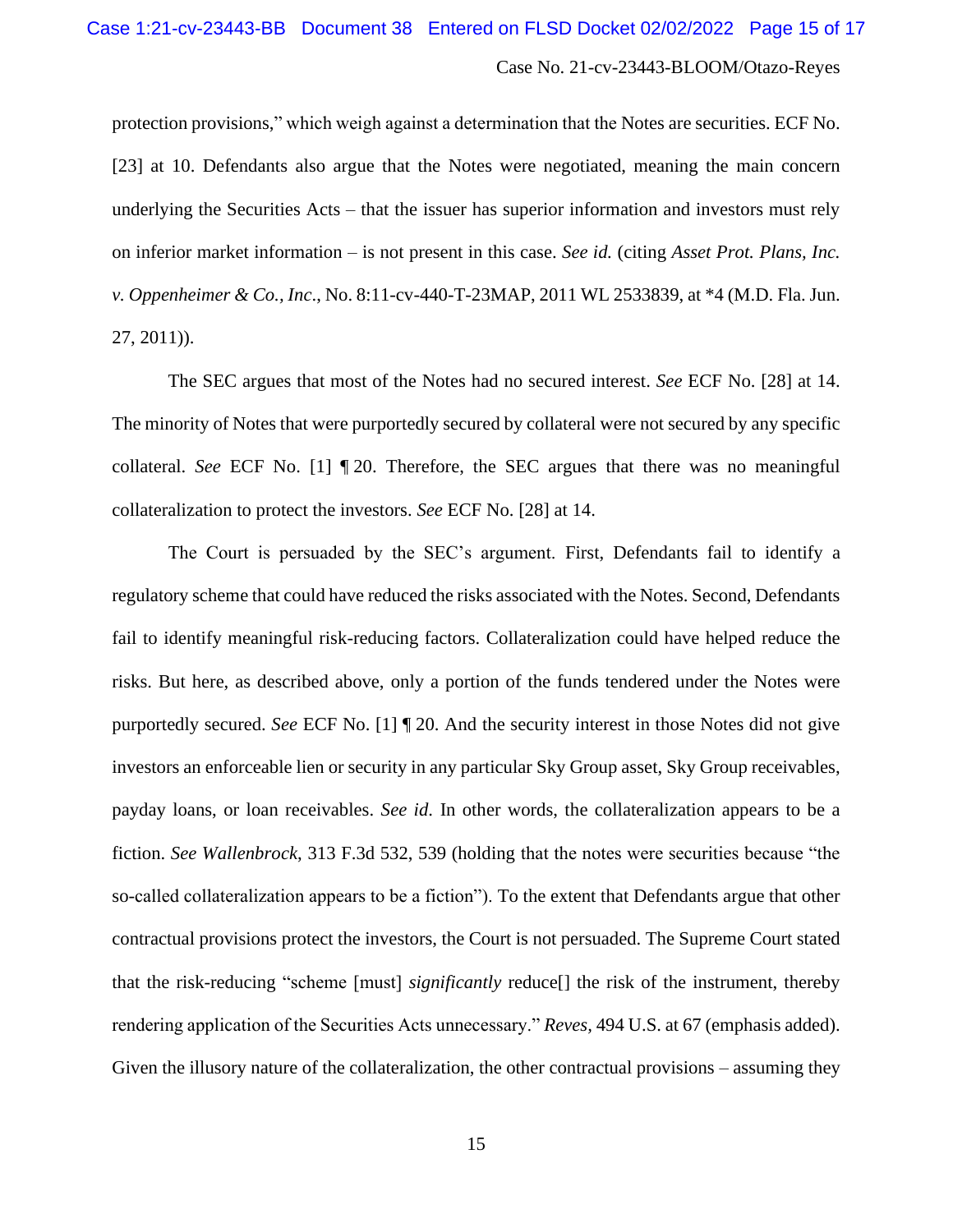protection provisions," which weigh against a determination that the Notes are securities. ECF No. [23] at 10. Defendants also argue that the Notes were negotiated, meaning the main concern underlying the Securities Acts – that the issuer has superior information and investors must rely on inferior market information – is not present in this case. *See id.* (citing *Asset Prot. Plans, Inc. v. Oppenheimer & Co., Inc.*, No. 8:11-cv-440-T-23MAP, 2011 WL 2533839, at *4 (M.D. Fla. Jun. 27, 2011)).

The SEC argues that most of the Notes had no secured interest. *See* ECF No. [28] at 14. The minority of Notes that were purportedly secured by collateral were not secured by any specific collateral. *See* ECF No. [1] ¶ 20. Therefore, the SEC argues that there was no meaningful collateralization to protect the investors. *See* ECF No. [28] at 14.

The Court is persuaded by the SEC's argument. First, Defendants fail to identify a regulatory scheme that could have reduced the risks associated with the Notes. Second, Defendants fail to identify meaningful risk-reducing factors. Collateralization could have helped reduce the risks. But here, as described above, only a portion of the funds tendered under the Notes were purportedly secured. *See* ECF No. [1] ¶ 20. And the security interest in those Notes did not give investors an enforceable lien or security in any particular Sky Group asset, Sky Group receivables, payday loans, or loan receivables. *See id.* In other words, the collateralization appears to be a fiction. *See Wallenbrock*, 313 F.3d 532, 539 (holding that the notes were securities because "the so-called collateralization appears to be a fiction"). To the extent that Defendants argue that other contractual provisions protect the investors, the Court is not persuaded. The Supreme Court stated that the risk-reducing "scheme [must] *significantly* reduce[] the risk of the instrument, thereby rendering application of the Securities Acts unnecessary." *Reves*, 494 U.S. at 67 (emphasis added). Given the illusory nature of the collateralization, the other contractual provisions – assuming they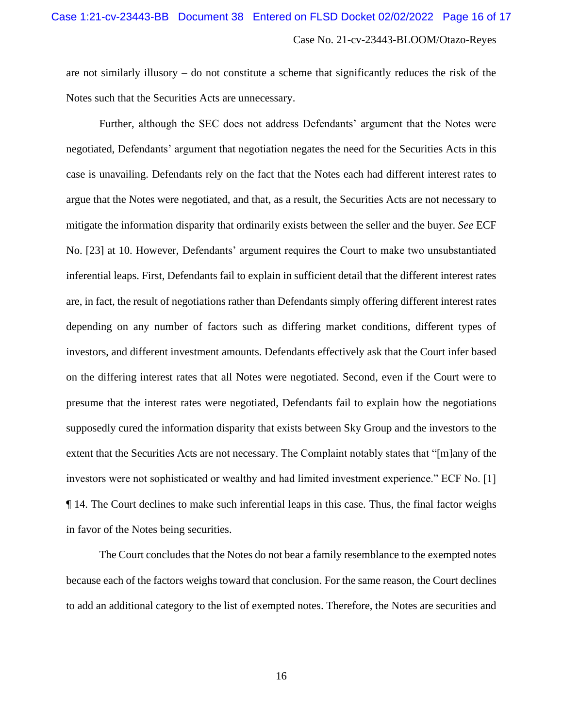are not similarly illusory – do not constitute a scheme that significantly reduces the risk of the Notes such that the Securities Acts are unnecessary.

Further, although the SEC does not address Defendants' argument that the Notes were negotiated, Defendants' argument that negotiation negates the need for the Securities Acts in this case is unavailing. Defendants rely on the fact that the Notes each had different interest rates to argue that the Notes were negotiated, and that, as a result, the Securities Acts are not necessary to mitigate the information disparity that ordinarily exists between the seller and the buyer. *See* ECF No. [23] at 10. However, Defendants' argument requires the Court to make two unsubstantiated inferential leaps. First, Defendants fail to explain in sufficient detail that the different interest rates are, in fact, the result of negotiations rather than Defendants simply offering different interest rates depending on any number of factors such as differing market conditions, different types of investors, and different investment amounts. Defendants effectively ask that the Court infer based on the differing interest rates that all Notes were negotiated. Second, even if the Court were to presume that the interest rates were negotiated, Defendants fail to explain how the negotiations supposedly cured the information disparity that exists between Sky Group and the investors to the extent that the Securities Acts are not necessary. The Complaint notably states that "[m]any of the investors were not sophisticated or wealthy and had limited investment experience." ECF No. [1] ¶ 14. The Court declines to make such inferential leaps in this case. Thus, the final factor weighs in favor of the Notes being securities.

The Court concludes that the Notes do not bear a family resemblance to the exempted notes because each of the factors weighs toward that conclusion. For the same reason, the Court declines to add an additional category to the list of exempted notes. Therefore, the Notes are securities and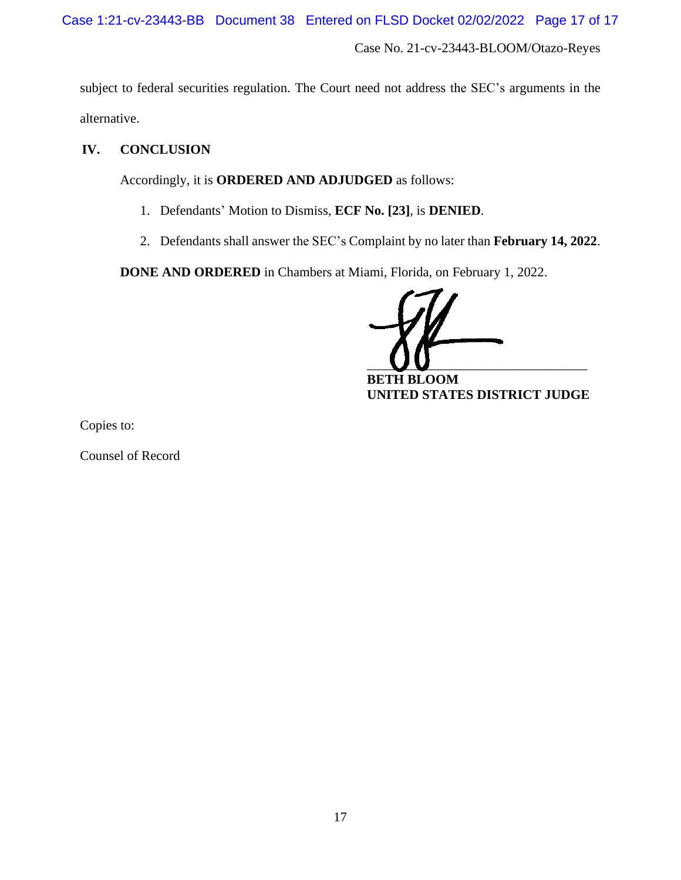subject to federal securities regulation. The Court need not address the SEC's arguments in the alternative.

## IV. CONCLUSION

Accordingly, it is **ORDERED AND ADJUDGED** as follows:

1. Defendants' Motion to Dismiss, **ECF No. [23]**, is **DENIED**.
2. Defendants shall answer the SEC's Complaint by no later than **February 14, 2022**.

**DONE AND ORDERED** in Chambers at Miami, Florida, on February 1, 2022.

**BETH BLOOM**
**UNITED STATES DISTRICT JUDGE**

Copies to:

Counsel of Record